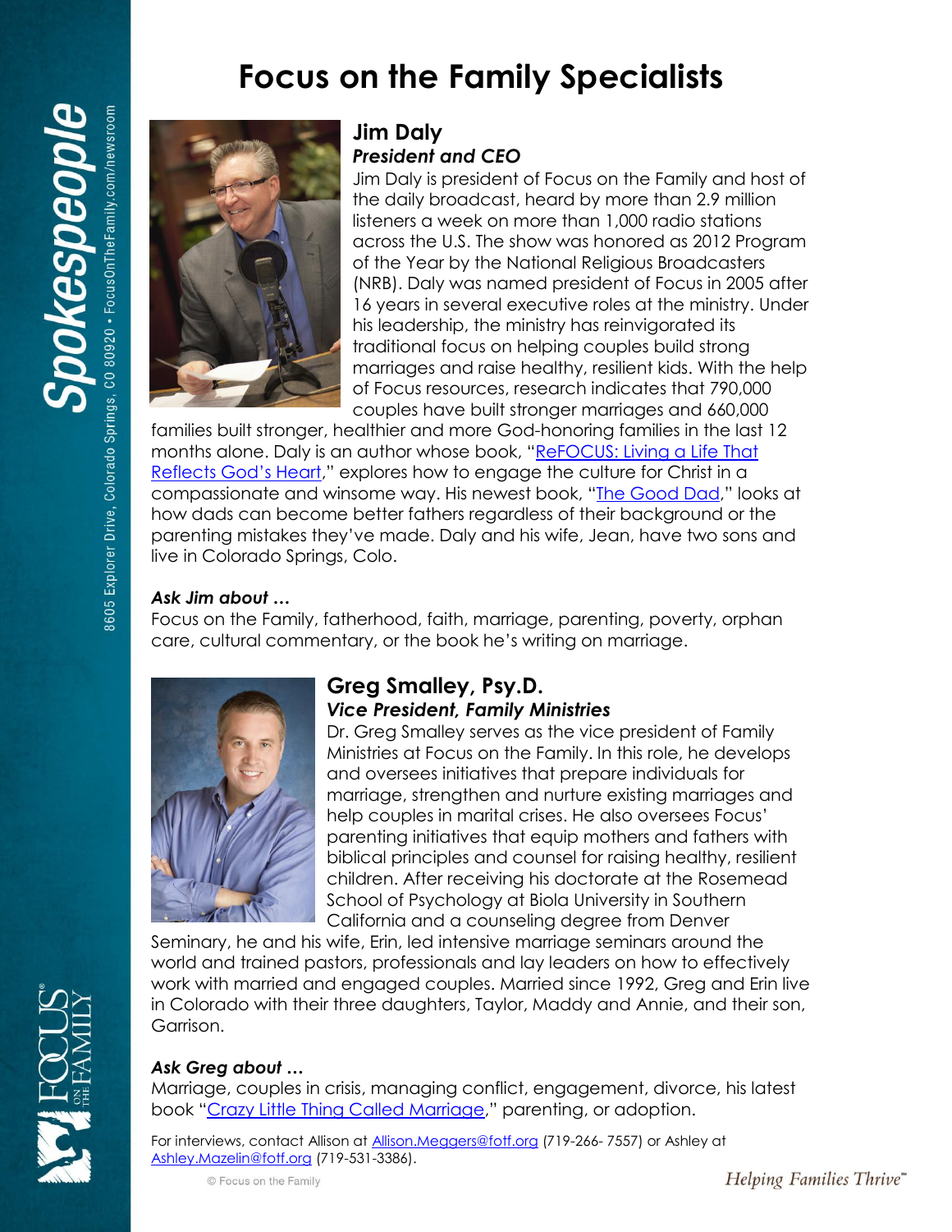# Focus on the Family Specialists

## Jim Daly

### *President and CEO*

Jim Daly is president of Focus on the Family and host of the daily broadcast, heard by more than 2.9 million listeners a week on more than 1,000 radio stations across the U.S. The show was honored as 2012 Program of the Year by the National Religious Broadcasters (NRB). Daly was named president of Focus in 2005 after 16 years in several executive roles at the ministry. Under his leadership, the ministry has reinvigorated its traditional focus on helping couples build strong marriages and raise healthy, resilient kids. With the help of Focus resources, research indicates that 790,000 couples have built stronger marriages and 660,000 families built stronger, healthier and more God-honoring families in the last 12 months alone. Daly is an author whose book, "ReFOCUS: Living a Life That Reflects God's Heart," explores how to engage the culture for Christ in a compassionate and winsome way. His newest book, "The Good Dad," looks at how dads can become better fathers regardless of their background or the parenting mistakes they've made. Daly and his wife, Jean, have two sons and live in Colorado Springs, Colo.

***Ask Jim about …***

Focus on the Family, fatherhood, faith, marriage, parenting, poverty, orphan care, cultural commentary, or the book he's writing on marriage.

## Greg Smalley, Psy.D.

### *Vice President, Family Ministries*

Dr. Greg Smalley serves as the vice president of Family Ministries at Focus on the Family. In this role, he develops and oversees initiatives that prepare individuals for marriage, strengthen and nurture existing marriages and help couples in marital crises. He also oversees Focus' parenting initiatives that equip mothers and fathers with biblical principles and counsel for raising healthy, resilient children. After receiving his doctorate at the Rosemead School of Psychology at Biola University in Southern California and a counseling degree from Denver Seminary, he and his wife, Erin, led intensive marriage seminars around the world and trained pastors, professionals and lay leaders on how to effectively work with married and engaged couples. Married since 1992, Greg and Erin live in Colorado with their three daughters, Taylor, Maddy and Annie, and their son, Garrison.

***Ask Greg about …***

Marriage, couples in crisis, managing conflict, engagement, divorce, his latest book "Crazy Little Thing Called Marriage," parenting, or adoption.

For interviews, contact Allison at Allison.Meggers@fotf.org (719-266- 7557) or Ashley at Ashley.Mazelin@fotf.org (719-531-3386).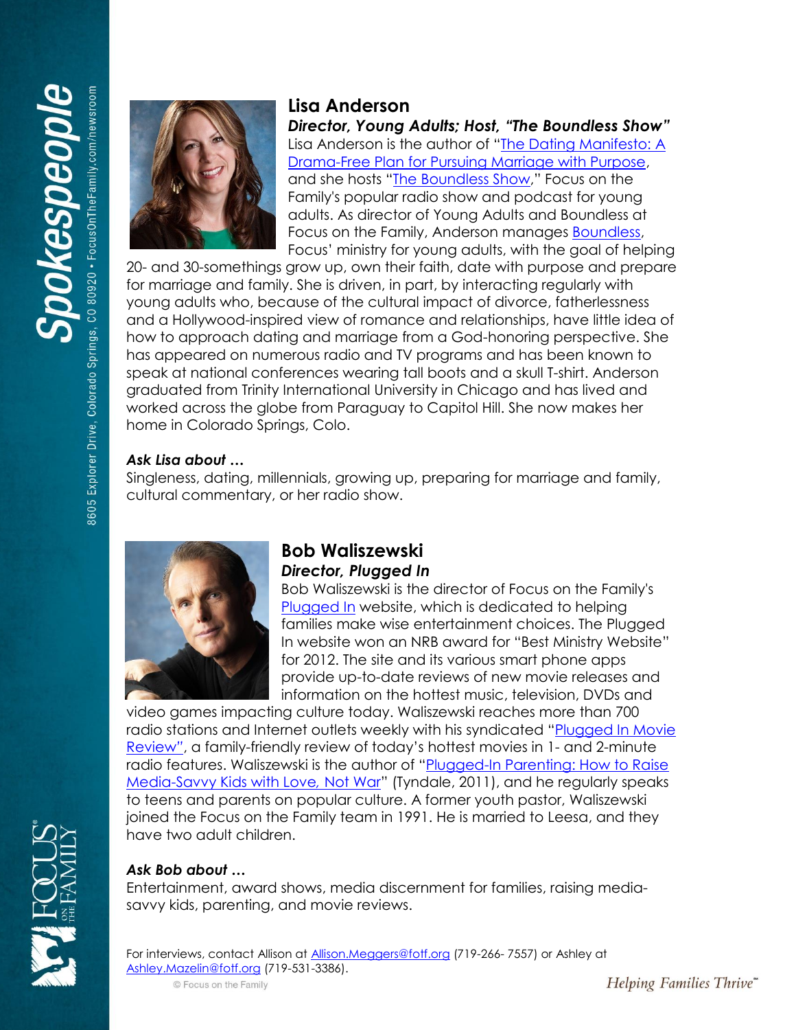## Lisa Anderson

***Director, Young Adults; Host, "The Boundless Show"***

Lisa Anderson is the author of "The Dating Manifesto: A Drama-Free Plan for Pursuing Marriage with Purpose, and she hosts "The Boundless Show," Focus on the Family's popular radio show and podcast for young adults. As director of Young Adults and Boundless at Focus on the Family, Anderson manages Boundless, Focus' ministry for young adults, with the goal of helping 20- and 30-somethings grow up, own their faith, date with purpose and prepare for marriage and family. She is driven, in part, by interacting regularly with young adults who, because of the cultural impact of divorce, fatherlessness and a Hollywood-inspired view of romance and relationships, have little idea of how to approach dating and marriage from a God-honoring perspective. She has appeared on numerous radio and TV programs and has been known to speak at national conferences wearing tall boots and a skull T-shirt. Anderson graduated from Trinity International University in Chicago and has lived and worked across the globe from Paraguay to Capitol Hill. She now makes her home in Colorado Springs, Colo.

***Ask Lisa about …***

Singleness, dating, millennials, growing up, preparing for marriage and family, cultural commentary, or her radio show.

## Bob Waliszewski

***Director, Plugged In***

Bob Waliszewski is the director of Focus on the Family's Plugged In website, which is dedicated to helping families make wise entertainment choices. The Plugged In website won an NRB award for "Best Ministry Website" for 2012. The site and its various smart phone apps provide up-to-date reviews of new movie releases and information on the hottest music, television, DVDs and video games impacting culture today. Waliszewski reaches more than 700 radio stations and Internet outlets weekly with his syndicated "Plugged In Movie Review", a family-friendly review of today's hottest movies in 1- and 2-minute radio features. Waliszewski is the author of "Plugged-In Parenting: How to Raise Media-Savvy Kids with Love, Not War" (Tyndale, 2011), and he regularly speaks to teens and parents on popular culture. A former youth pastor, Waliszewski joined the Focus on the Family team in 1991. He is married to Leesa, and they have two adult children.

***Ask Bob about …***

Entertainment, award shows, media discernment for families, raising media-savvy kids, parenting, and movie reviews.

For interviews, contact Allison at Allison.Meggers@fotf.org (719-266- 7557) or Ashley at Ashley.Mazelin@fotf.org (719-531-3386).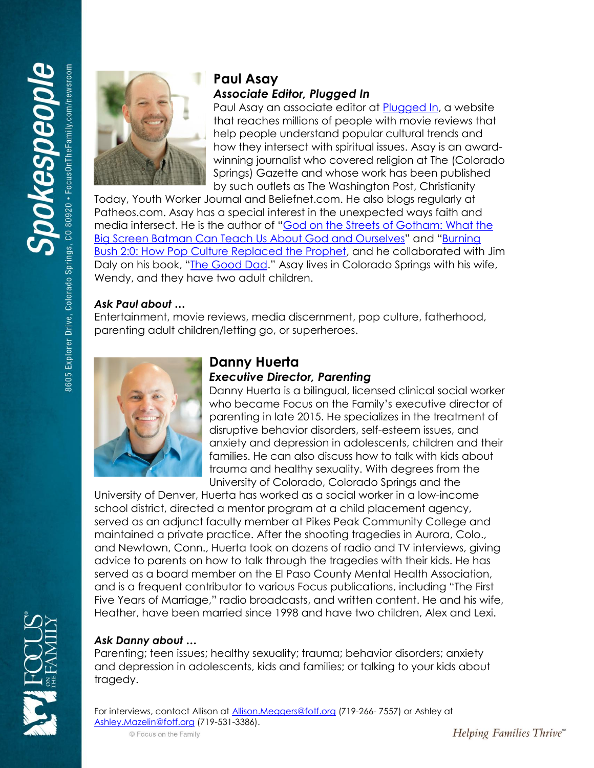## Paul Asay

### *Associate Editor, Plugged In*

Paul Asay an associate editor at Plugged In, a website that reaches millions of people with movie reviews that help people understand popular cultural trends and how they intersect with spiritual issues. Asay is an award-winning journalist who covered religion at The (Colorado Springs) Gazette and whose work has been published by such outlets as The Washington Post, Christianity Today, Youth Worker Journal and Beliefnet.com. He also blogs regularly at Patheos.com. Asay has a special interest in the unexpected ways faith and media intersect. He is the author of "God on the Streets of Gotham: What the Big Screen Batman Can Teach Us About God and Ourselves" and "Burning Bush 2:0: How Pop Culture Replaced the Prophet, and he collaborated with Jim Daly on his book, "The Good Dad." Asay lives in Colorado Springs with his wife, Wendy, and they have two adult children.

***Ask Paul about …***

Entertainment, movie reviews, media discernment, pop culture, fatherhood, parenting adult children/letting go, or superheroes.

## Danny Huerta

### *Executive Director, Parenting*

Danny Huerta is a bilingual, licensed clinical social worker who became Focus on the Family's executive director of parenting in late 2015. He specializes in the treatment of disruptive behavior disorders, self-esteem issues, and anxiety and depression in adolescents, children and their families. He can also discuss how to talk with kids about trauma and healthy sexuality. With degrees from the University of Colorado, Colorado Springs and the University of Denver, Huerta has worked as a social worker in a low-income school district, directed a mentor program at a child placement agency, served as an adjunct faculty member at Pikes Peak Community College and maintained a private practice. After the shooting tragedies in Aurora, Colo., and Newtown, Conn., Huerta took on dozens of radio and TV interviews, giving advice to parents on how to talk through the tragedies with their kids. He has served as a board member on the El Paso County Mental Health Association, and is a frequent contributor to various Focus publications, including "The First Five Years of Marriage," radio broadcasts, and written content. He and his wife, Heather, have been married since 1998 and have two children, Alex and Lexi.

***Ask Danny about …***

Parenting; teen issues; healthy sexuality; trauma; behavior disorders; anxiety and depression in adolescents, kids and families; or talking to your kids about tragedy.

For interviews, contact Allison at Allison.Meggers@fotf.org (719-266- 7557) or Ashley at Ashley.Mazelin@fotf.org (719-531-3386).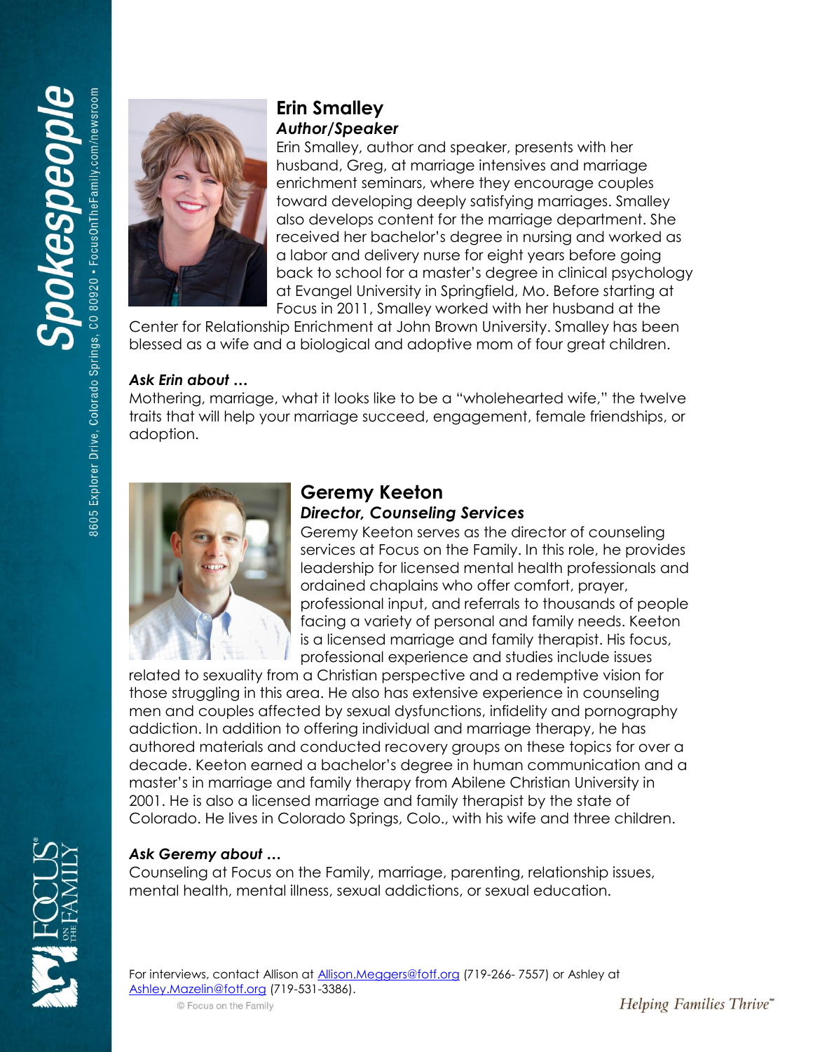## Erin Smalley

***Author/Speaker***

Erin Smalley, author and speaker, presents with her husband, Greg, at marriage intensives and marriage enrichment seminars, where they encourage couples toward developing deeply satisfying marriages. Smalley also develops content for the marriage department. She received her bachelor's degree in nursing and worked as a labor and delivery nurse for eight years before going back to school for a master's degree in clinical psychology at Evangel University in Springfield, Mo. Before starting at Focus in 2011, Smalley worked with her husband at the Center for Relationship Enrichment at John Brown University. Smalley has been blessed as a wife and a biological and adoptive mom of four great children.

***Ask Erin about …***

Mothering, marriage, what it looks like to be a "wholehearted wife," the twelve traits that will help your marriage succeed, engagement, female friendships, or adoption.

## Geremy Keeton

***Director, Counseling Services***

Geremy Keeton serves as the director of counseling services at Focus on the Family. In this role, he provides leadership for licensed mental health professionals and ordained chaplains who offer comfort, prayer, professional input, and referrals to thousands of people facing a variety of personal and family needs. Keeton is a licensed marriage and family therapist. His focus, professional experience and studies include issues related to sexuality from a Christian perspective and a redemptive vision for those struggling in this area. He also has extensive experience in counseling men and couples affected by sexual dysfunctions, infidelity and pornography addiction. In addition to offering individual and marriage therapy, he has authored materials and conducted recovery groups on these topics for over a decade. Keeton earned a bachelor's degree in human communication and a master's in marriage and family therapy from Abilene Christian University in 2001. He is also a licensed marriage and family therapist by the state of Colorado. He lives in Colorado Springs, Colo., with his wife and three children.

***Ask Geremy about …***

Counseling at Focus on the Family, marriage, parenting, relationship issues, mental health, mental illness, sexual addictions, or sexual education.

For interviews, contact Allison at Allison.Meggers@fotf.org (719-266- 7557) or Ashley at Ashley.Mazelin@fotf.org (719-531-3386).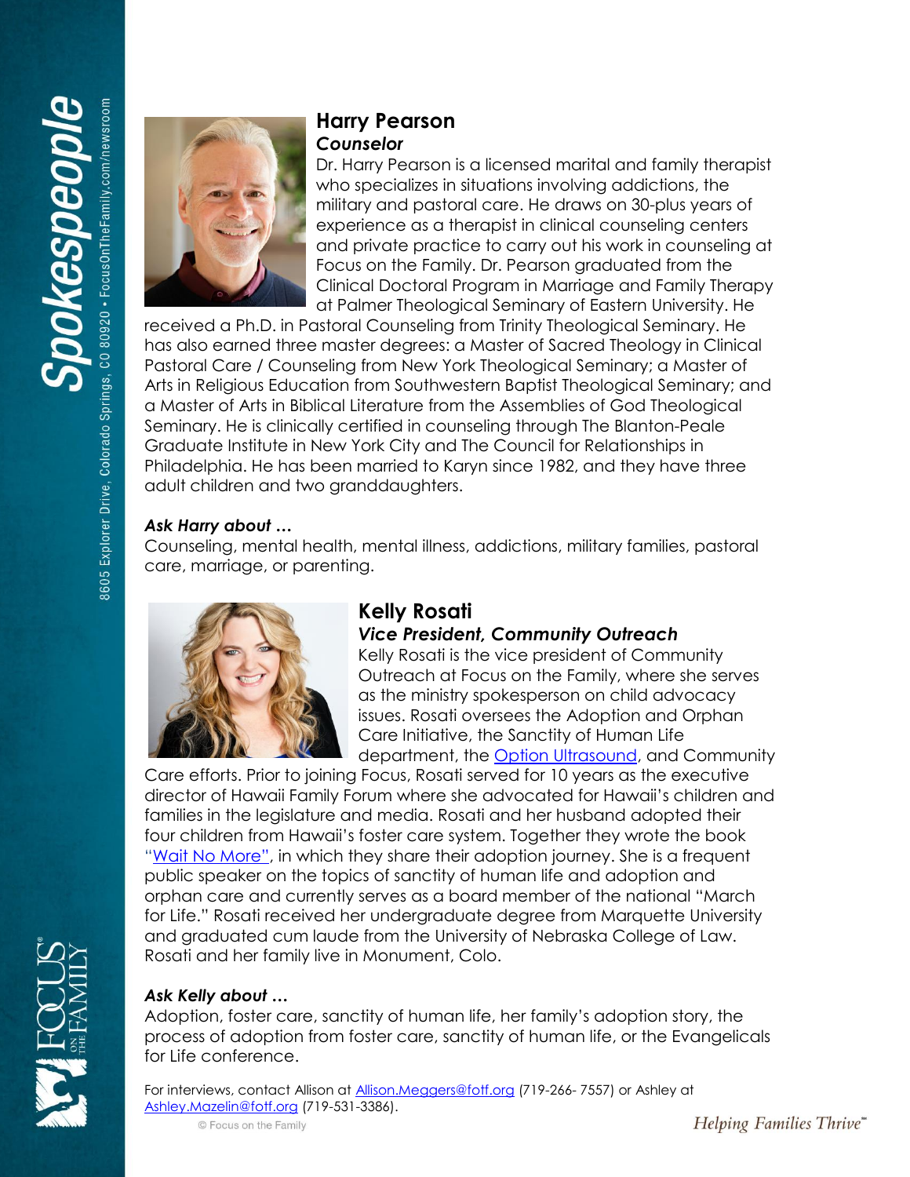## Harry Pearson

***Counselor***

Dr. Harry Pearson is a licensed marital and family therapist who specializes in situations involving addictions, the military and pastoral care. He draws on 30-plus years of experience as a therapist in clinical counseling centers and private practice to carry out his work in counseling at Focus on the Family. Dr. Pearson graduated from the Clinical Doctoral Program in Marriage and Family Therapy at Palmer Theological Seminary of Eastern University. He received a Ph.D. in Pastoral Counseling from Trinity Theological Seminary. He has also earned three master degrees: a Master of Sacred Theology in Clinical Pastoral Care / Counseling from New York Theological Seminary; a Master of Arts in Religious Education from Southwestern Baptist Theological Seminary; and a Master of Arts in Biblical Literature from the Assemblies of God Theological Seminary. He is clinically certified in counseling through The Blanton-Peale Graduate Institute in New York City and The Council for Relationships in Philadelphia. He has been married to Karyn since 1982, and they have three adult children and two granddaughters.

***Ask Harry about …***

Counseling, mental health, mental illness, addictions, military families, pastoral care, marriage, or parenting.

## Kelly Rosati

***Vice President, Community Outreach***

Kelly Rosati is the vice president of Community Outreach at Focus on the Family, where she serves as the ministry spokesperson on child advocacy issues. Rosati oversees the Adoption and Orphan Care Initiative, the Sanctity of Human Life department, the Option Ultrasound, and Community Care efforts. Prior to joining Focus, Rosati served for 10 years as the executive director of Hawaii Family Forum where she advocated for Hawaii's children and families in the legislature and media. Rosati and her husband adopted their four children from Hawaii's foster care system. Together they wrote the book "Wait No More", in which they share their adoption journey. She is a frequent public speaker on the topics of sanctity of human life and adoption and orphan care and currently serves as a board member of the national "March for Life." Rosati received her undergraduate degree from Marquette University and graduated cum laude from the University of Nebraska College of Law. Rosati and her family live in Monument, Colo.

***Ask Kelly about …***

Adoption, foster care, sanctity of human life, her family's adoption story, the process of adoption from foster care, sanctity of human life, or the Evangelicals for Life conference.

For interviews, contact Allison at Allison.Meggers@fotf.org (719-266- 7557) or Ashley at Ashley.Mazelin@fotf.org (719-531-3386).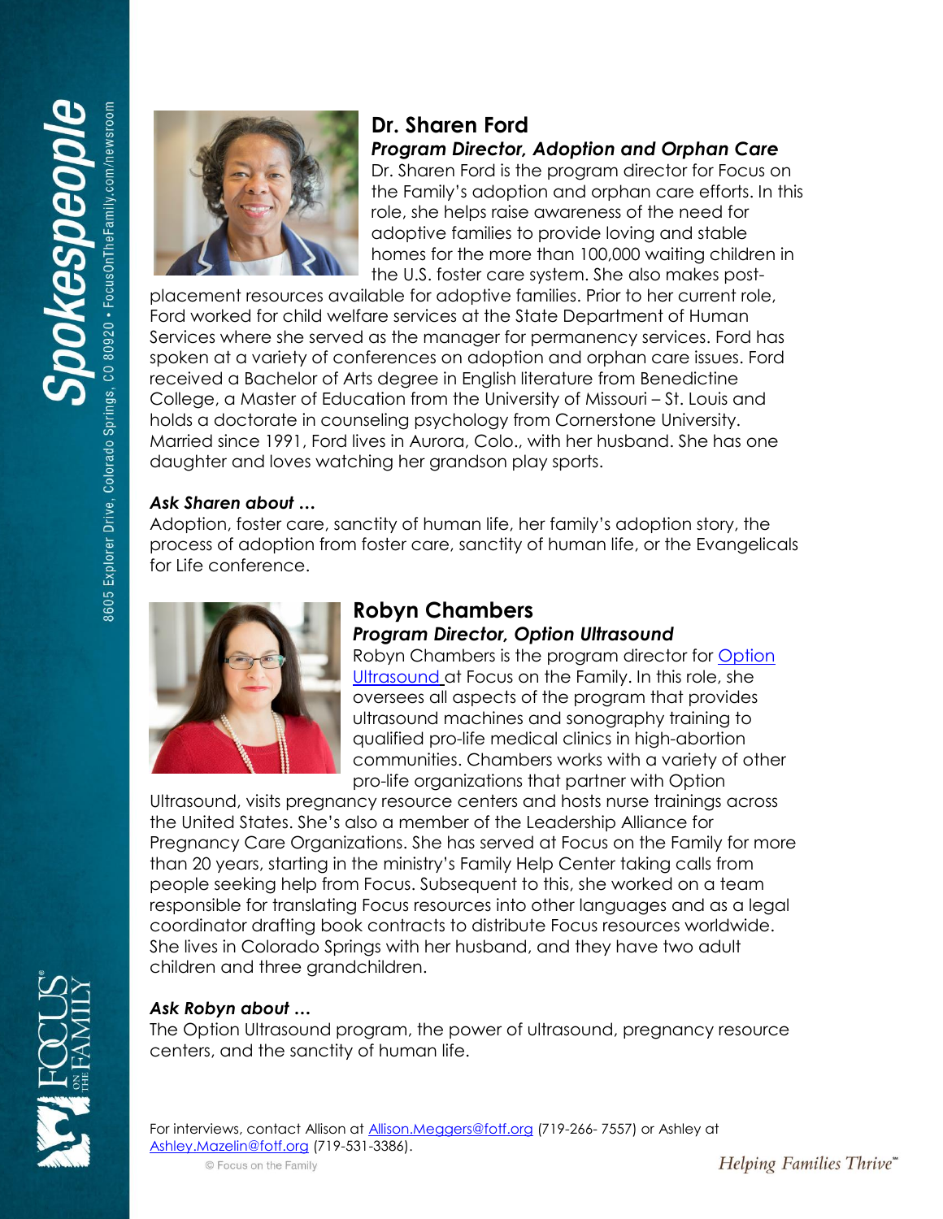## Dr. Sharen Ford

***Program Director, Adoption and Orphan Care***

Dr. Sharen Ford is the program director for Focus on the Family's adoption and orphan care efforts. In this role, she helps raise awareness of the need for adoptive families to provide loving and stable homes for the more than 100,000 waiting children in the U.S. foster care system. She also makes post-placement resources available for adoptive families. Prior to her current role, Ford worked for child welfare services at the State Department of Human Services where she served as the manager for permanency services. Ford has spoken at a variety of conferences on adoption and orphan care issues. Ford received a Bachelor of Arts degree in English literature from Benedictine College, a Master of Education from the University of Missouri – St. Louis and holds a doctorate in counseling psychology from Cornerstone University. Married since 1991, Ford lives in Aurora, Colo., with her husband. She has one daughter and loves watching her grandson play sports.

***Ask Sharen about …***

Adoption, foster care, sanctity of human life, her family's adoption story, the process of adoption from foster care, sanctity of human life, or the Evangelicals for Life conference.

## Robyn Chambers

***Program Director, Option Ultrasound***

Robyn Chambers is the program director for Option Ultrasound at Focus on the Family. In this role, she oversees all aspects of the program that provides ultrasound machines and sonography training to qualified pro-life medical clinics in high-abortion communities. Chambers works with a variety of other pro-life organizations that partner with Option Ultrasound, visits pregnancy resource centers and hosts nurse trainings across the United States. She's also a member of the Leadership Alliance for Pregnancy Care Organizations. She has served at Focus on the Family for more than 20 years, starting in the ministry's Family Help Center taking calls from people seeking help from Focus. Subsequent to this, she worked on a team responsible for translating Focus resources into other languages and as a legal coordinator drafting book contracts to distribute Focus resources worldwide. She lives in Colorado Springs with her husband, and they have two adult children and three grandchildren.

***Ask Robyn about …***

The Option Ultrasound program, the power of ultrasound, pregnancy resource centers, and the sanctity of human life.

For interviews, contact Allison at Allison.Meggers@fotf.org (719-266- 7557) or Ashley at Ashley.Mazelin@fotf.org (719-531-3386).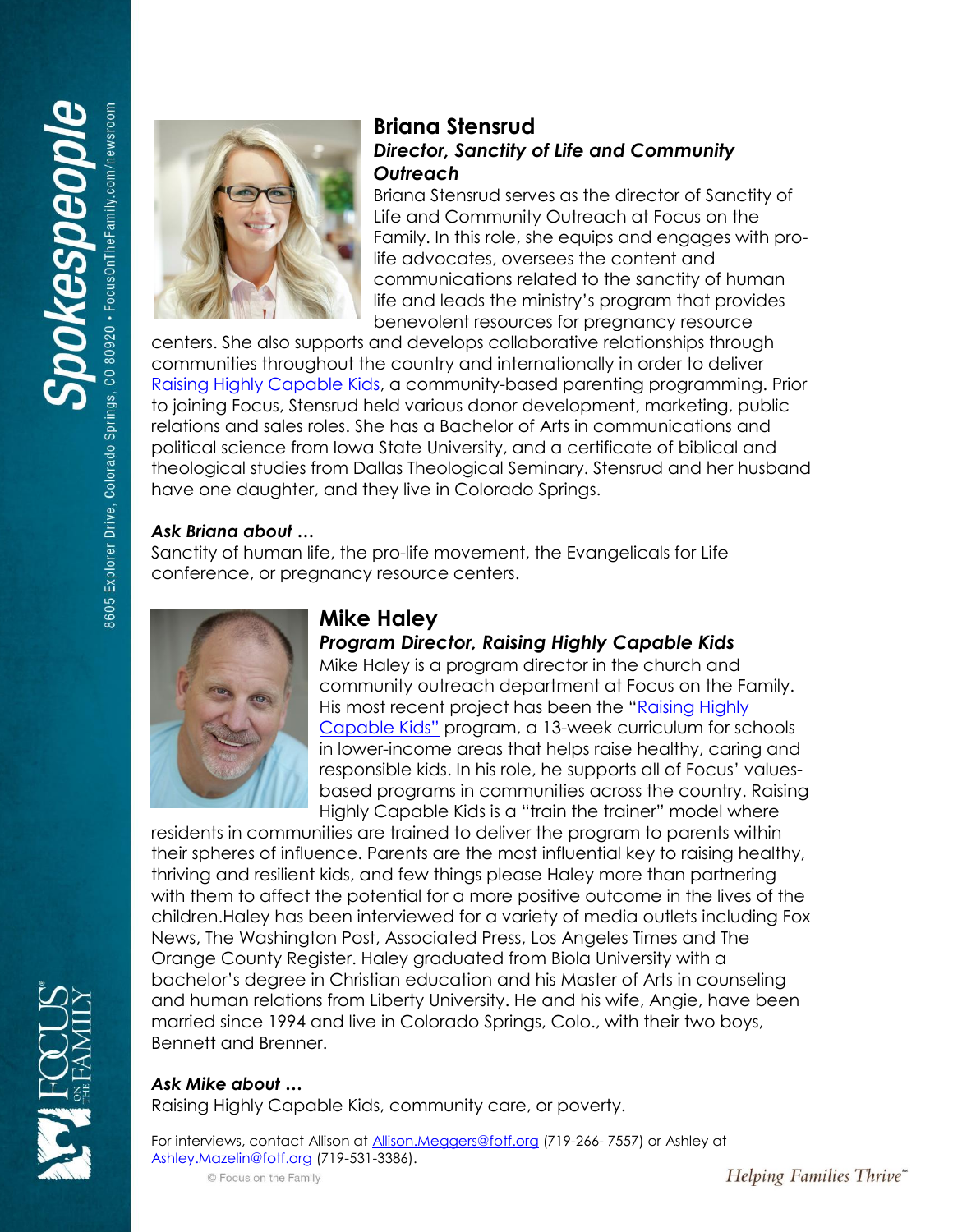## Briana Stensrud

### *Director, Sanctity of Life and Community Outreach*

Briana Stensrud serves as the director of Sanctity of Life and Community Outreach at Focus on the Family. In this role, she equips and engages with pro-life advocates, oversees the content and communications related to the sanctity of human life and leads the ministry's program that provides benevolent resources for pregnancy resource centers. She also supports and develops collaborative relationships through communities throughout the country and internationally in order to deliver Raising Highly Capable Kids, a community-based parenting programming. Prior to joining Focus, Stensrud held various donor development, marketing, public relations and sales roles. She has a Bachelor of Arts in communications and political science from Iowa State University, and a certificate of biblical and theological studies from Dallas Theological Seminary. Stensrud and her husband have one daughter, and they live in Colorado Springs.

***Ask Briana about …***

Sanctity of human life, the pro-life movement, the Evangelicals for Life conference, or pregnancy resource centers.

## Mike Haley

### *Program Director, Raising Highly Capable Kids*

Mike Haley is a program director in the church and community outreach department at Focus on the Family. His most recent project has been the "Raising Highly Capable Kids" program, a 13-week curriculum for schools in lower-income areas that helps raise healthy, caring and responsible kids. In his role, he supports all of Focus' values-based programs in communities across the country. Raising Highly Capable Kids is a "train the trainer" model where residents in communities are trained to deliver the program to parents within their spheres of influence. Parents are the most influential key to raising healthy, thriving and resilient kids, and few things please Haley more than partnering with them to affect the potential for a more positive outcome in the lives of the children.Haley has been interviewed for a variety of media outlets including Fox News, The Washington Post, Associated Press, Los Angeles Times and The Orange County Register. Haley graduated from Biola University with a bachelor's degree in Christian education and his Master of Arts in counseling and human relations from Liberty University. He and his wife, Angie, have been married since 1994 and live in Colorado Springs, Colo., with their two boys, Bennett and Brenner.

***Ask Mike about …***

Raising Highly Capable Kids, community care, or poverty.

For interviews, contact Allison at Allison.Meggers@fotf.org (719-266- 7557) or Ashley at Ashley.Mazelin@fotf.org (719-531-3386).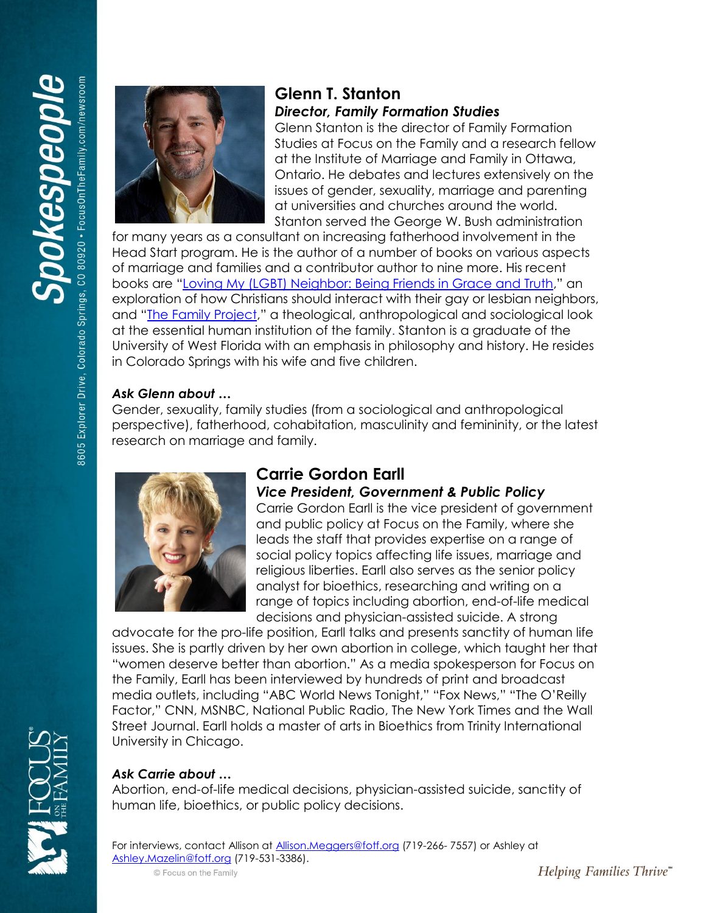## Glenn T. Stanton

### *Director, Family Formation Studies*

Glenn Stanton is the director of Family Formation Studies at Focus on the Family and a research fellow at the Institute of Marriage and Family in Ottawa, Ontario. He debates and lectures extensively on the issues of gender, sexuality, marriage and parenting at universities and churches around the world. Stanton served the George W. Bush administration for many years as a consultant on increasing fatherhood involvement in the Head Start program. He is the author of a number of books on various aspects of marriage and families and a contributor author to nine more. His recent books are "Loving My (LGBT) Neighbor: Being Friends in Grace and Truth," an exploration of how Christians should interact with their gay or lesbian neighbors, and "The Family Project," a theological, anthropological and sociological look at the essential human institution of the family. Stanton is a graduate of the University of West Florida with an emphasis in philosophy and history. He resides in Colorado Springs with his wife and five children.

***Ask Glenn about …***

Gender, sexuality, family studies (from a sociological and anthropological perspective), fatherhood, cohabitation, masculinity and femininity, or the latest research on marriage and family.

## Carrie Gordon Earll

### *Vice President, Government & Public Policy*

Carrie Gordon Earll is the vice president of government and public policy at Focus on the Family, where she leads the staff that provides expertise on a range of social policy topics affecting life issues, marriage and religious liberties. Earll also serves as the senior policy analyst for bioethics, researching and writing on a range of topics including abortion, end-of-life medical decisions and physician-assisted suicide. A strong advocate for the pro-life position, Earll talks and presents sanctity of human life issues. She is partly driven by her own abortion in college, which taught her that "women deserve better than abortion." As a media spokesperson for Focus on the Family, Earll has been interviewed by hundreds of print and broadcast media outlets, including "ABC World News Tonight," "Fox News," "The O'Reilly Factor," CNN, MSNBC, National Public Radio, The New York Times and the Wall Street Journal. Earll holds a master of arts in Bioethics from Trinity International University in Chicago.

***Ask Carrie about …***

Abortion, end-of-life medical decisions, physician-assisted suicide, sanctity of human life, bioethics, or public policy decisions.

For interviews, contact Allison at Allison.Meggers@fotf.org (719-266- 7557) or Ashley at Ashley.Mazelin@fotf.org (719-531-3386).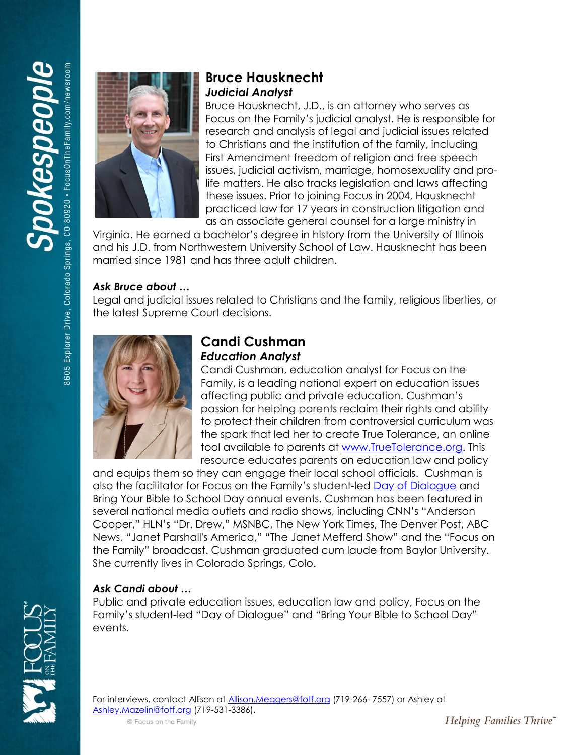## Bruce Hausknecht

***Judicial Analyst***

Bruce Hausknecht, J.D., is an attorney who serves as Focus on the Family's judicial analyst. He is responsible for research and analysis of legal and judicial issues related to Christians and the institution of the family, including First Amendment freedom of religion and free speech issues, judicial activism, marriage, homosexuality and pro-life matters. He also tracks legislation and laws affecting these issues. Prior to joining Focus in 2004, Hausknecht practiced law for 17 years in construction litigation and as an associate general counsel for a large ministry in Virginia. He earned a bachelor's degree in history from the University of Illinois and his J.D. from Northwestern University School of Law. Hausknecht has been married since 1981 and has three adult children.

***Ask Bruce about …***

Legal and judicial issues related to Christians and the family, religious liberties, or the latest Supreme Court decisions.

## Candi Cushman

***Education Analyst***

Candi Cushman, education analyst for Focus on the Family, is a leading national expert on education issues affecting public and private education. Cushman's passion for helping parents reclaim their rights and ability to protect their children from controversial curriculum was the spark that led her to create True Tolerance, an online tool available to parents at [www.TrueTolerance.org](http://www.TrueTolerance.org). This resource educates parents on education law and policy and equips them so they can engage their local school officials. Cushman is also the facilitator for Focus on the Family's student-led [Day of Dialogue](#) and Bring Your Bible to School Day annual events. Cushman has been featured in several national media outlets and radio shows, including CNN's "Anderson Cooper," HLN's "Dr. Drew," MSNBC, The New York Times, The Denver Post, ABC News, "Janet Parshall's America," "The Janet Mefferd Show" and the "Focus on the Family" broadcast. Cushman graduated cum laude from Baylor University. She currently lives in Colorado Springs, Colo.

***Ask Candi about …***

Public and private education issues, education law and policy, Focus on the Family's student-led "Day of Dialogue" and "Bring Your Bible to School Day" events.

For interviews, contact Allison at [Allison.Meggers@fotf.org](mailto:Allison.Meggers@fotf.org) (719-266- 7557) or Ashley at [Ashley.Mazelin@fotf.org](mailto:Ashley.Mazelin@fotf.org) (719-531-3386).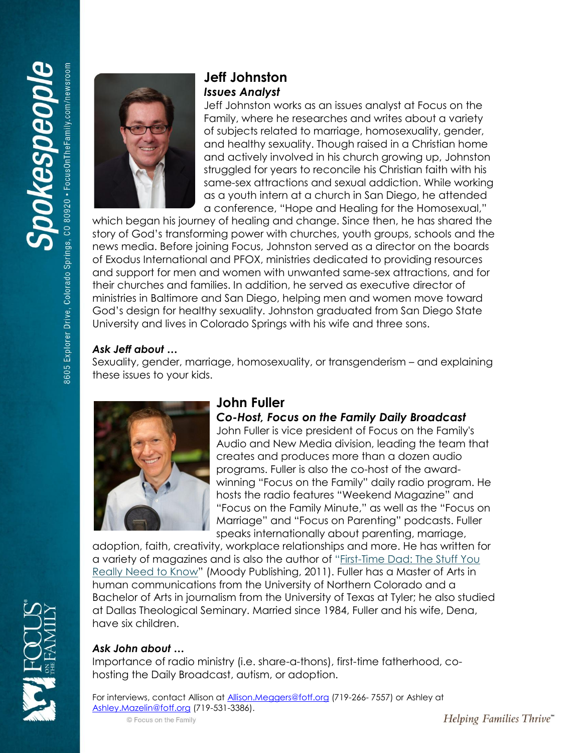## Jeff Johnston

### *Issues Analyst*

Jeff Johnston works as an issues analyst at Focus on the Family, where he researches and writes about a variety of subjects related to marriage, homosexuality, gender, and healthy sexuality. Though raised in a Christian home and actively involved in his church growing up, Johnston struggled for years to reconcile his Christian faith with his same-sex attractions and sexual addiction. While working as a youth intern at a church in San Diego, he attended a conference, "Hope and Healing for the Homosexual," which began his journey of healing and change. Since then, he has shared the story of God's transforming power with churches, youth groups, schools and the news media. Before joining Focus, Johnston served as a director on the boards of Exodus International and PFOX, ministries dedicated to providing resources and support for men and women with unwanted same-sex attractions, and for their churches and families. In addition, he served as executive director of ministries in Baltimore and San Diego, helping men and women move toward God's design for healthy sexuality. Johnston graduated from San Diego State University and lives in Colorado Springs with his wife and three sons.

***Ask Jeff about …***

Sexuality, gender, marriage, homosexuality, or transgenderism – and explaining these issues to your kids.

## John Fuller

### *Co-Host, Focus on the Family Daily Broadcast*

John Fuller is vice president of Focus on the Family's Audio and New Media division, leading the team that creates and produces more than a dozen audio programs. Fuller is also the co-host of the award-winning "Focus on the Family" daily radio program. He hosts the radio features "Weekend Magazine" and "Focus on the Family Minute," as well as the "Focus on Marriage" and "Focus on Parenting" podcasts. Fuller speaks internationally about parenting, marriage, adoption, faith, creativity, workplace relationships and more. He has written for a variety of magazines and is also the author of "First-Time Dad: The Stuff You Really Need to Know" (Moody Publishing, 2011). Fuller has a Master of Arts in human communications from the University of Northern Colorado and a Bachelor of Arts in journalism from the University of Texas at Tyler; he also studied at Dallas Theological Seminary. Married since 1984, Fuller and his wife, Dena, have six children.

***Ask John about …***

Importance of radio ministry (i.e. share-a-thons), first-time fatherhood, co-hosting the Daily Broadcast, autism, or adoption.

For interviews, contact Allison at Allison.Meggers@fotf.org (719-266- 7557) or Ashley at Ashley.Mazelin@fotf.org (719-531-3386).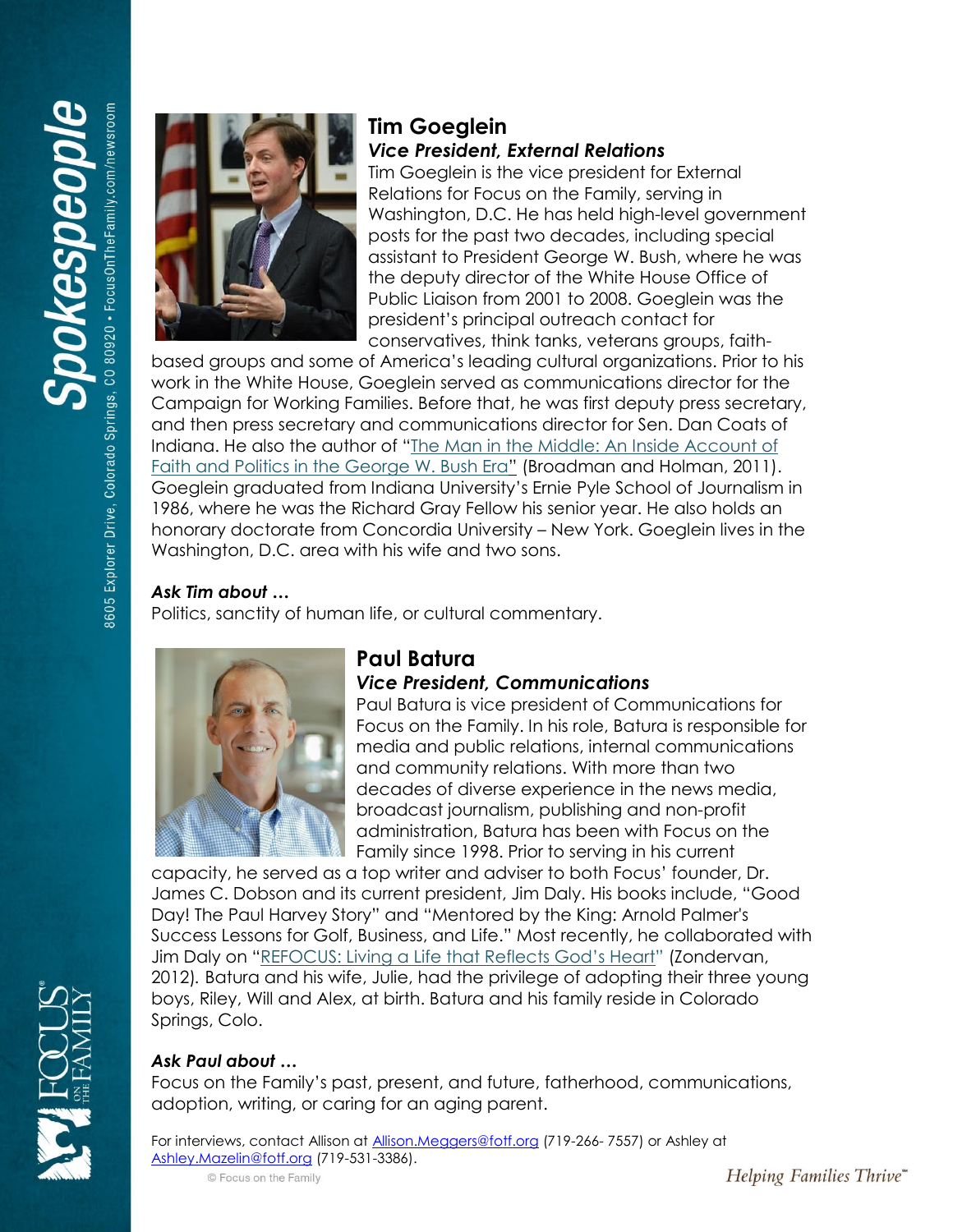## Tim Goeglein

### *Vice President, External Relations*

Tim Goeglein is the vice president for External Relations for Focus on the Family, serving in Washington, D.C. He has held high-level government posts for the past two decades, including special assistant to President George W. Bush, where he was the deputy director of the White House Office of Public Liaison from 2001 to 2008. Goeglein was the president's principal outreach contact for conservatives, think tanks, veterans groups, faith-based groups and some of America's leading cultural organizations. Prior to his work in the White House, Goeglein served as communications director for the Campaign for Working Families. Before that, he was first deputy press secretary, and then press secretary and communications director for Sen. Dan Coats of Indiana. He also the author of "The Man in the Middle: An Inside Account of Faith and Politics in the George W. Bush Era" (Broadman and Holman, 2011). Goeglein graduated from Indiana University's Ernie Pyle School of Journalism in 1986, where he was the Richard Gray Fellow his senior year. He also holds an honorary doctorate from Concordia University – New York. Goeglein lives in the Washington, D.C. area with his wife and two sons.

***Ask Tim about …***

Politics, sanctity of human life, or cultural commentary.

## Paul Batura

### *Vice President, Communications*

Paul Batura is vice president of Communications for Focus on the Family. In his role, Batura is responsible for media and public relations, internal communications and community relations. With more than two decades of diverse experience in the news media, broadcast journalism, publishing and non-profit administration, Batura has been with Focus on the Family since 1998. Prior to serving in his current capacity, he served as a top writer and adviser to both Focus' founder, Dr. James C. Dobson and its current president, Jim Daly. His books include, "Good Day! The Paul Harvey Story" and "Mentored by the King: Arnold Palmer's Success Lessons for Golf, Business, and Life." Most recently, he collaborated with Jim Daly on "REFOCUS: Living a Life that Reflects God's Heart" (Zondervan, 2012). Batura and his wife, Julie, had the privilege of adopting their three young boys, Riley, Will and Alex, at birth. Batura and his family reside in Colorado Springs, Colo.

***Ask Paul about …***

Focus on the Family's past, present, and future, fatherhood, communications, adoption, writing, or caring for an aging parent.

For interviews, contact Allison at Allison.Meggers@fotf.org (719-266- 7557) or Ashley at Ashley.Mazelin@fotf.org (719-531-3386).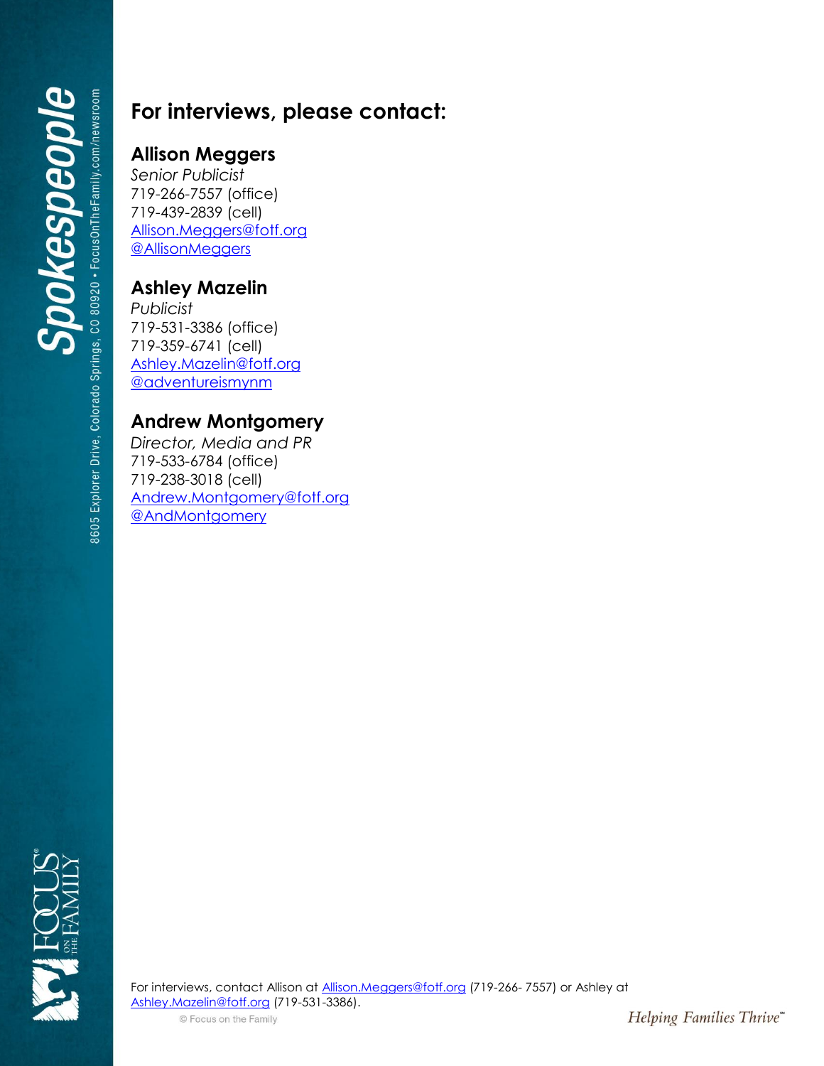# For interviews, please contact:

## Allison Meggers

*Senior Publicist*
719-266-7557 (office)
719-439-2839 (cell)
Allison.Meggers@fotf.org
@AllisonMeggers

## Ashley Mazelin

*Publicist*
719-531-3386 (office)
719-359-6741 (cell)
Ashley.Mazelin@fotf.org
@adventureismynm

## Andrew Montgomery

*Director, Media and PR*
719-533-6784 (office)
719-238-3018 (cell)
Andrew.Montgomery@fotf.org
@AndMontgomery